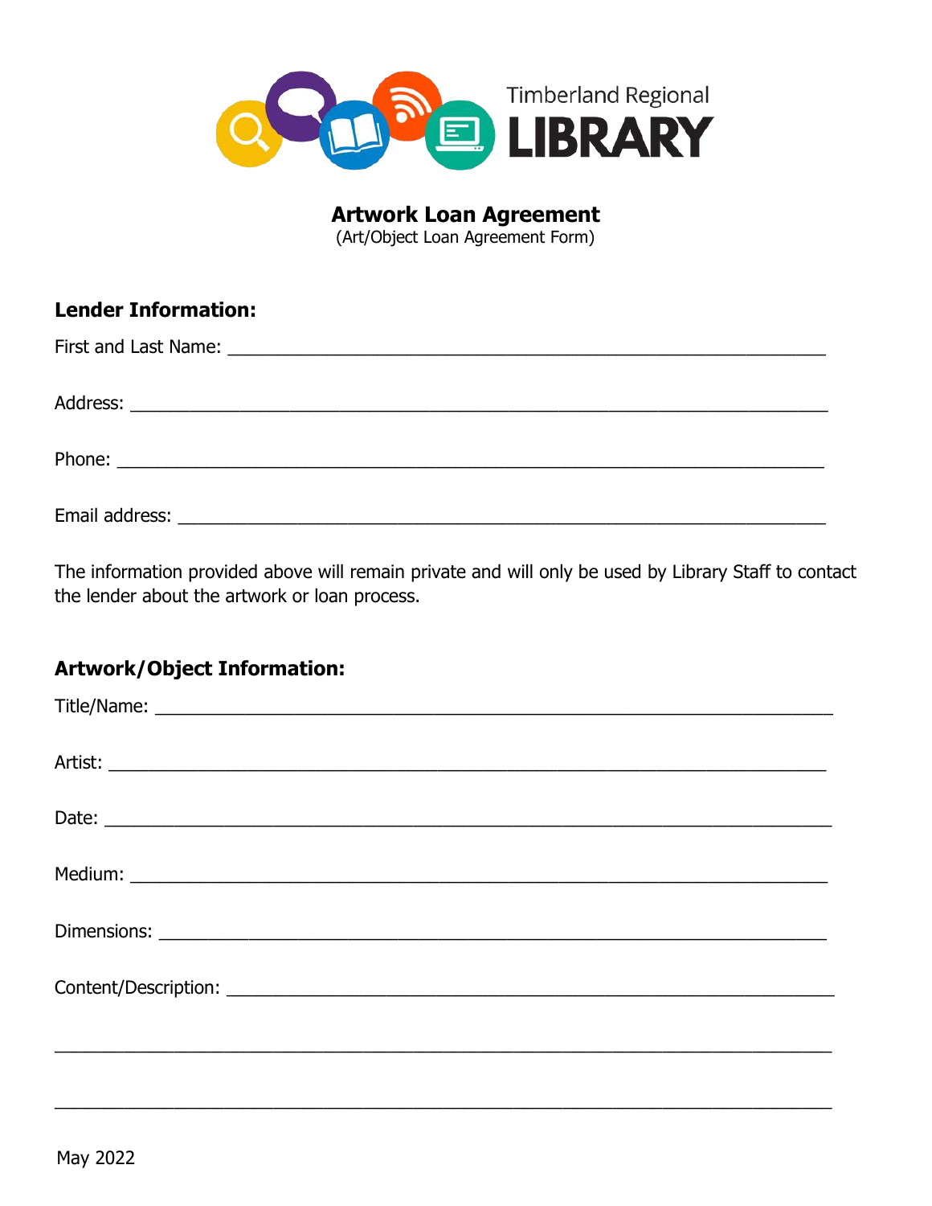Timberland Regional LIBRARY

# Artwork Loan Agreement

(Art/Object Loan Agreement Form)

## Lender Information:

First and Last Name: ___________________________________________________________

Address: _______________________________________________________________________

Phone: _________________________________________________________________________

Email address: __________________________________________________________________

The information provided above will remain private and will only be used by Library Staff to contact the lender about the artwork or loan process.

## Artwork/Object Information:

Title/Name: _____________________________________________________________________

Artist: _________________________________________________________________________

Date: __________________________________________________________________________

Medium: ________________________________________________________________________

Dimensions: _____________________________________________________________________

Content/Description: _____________________________________________________________

________________________________________________________________________________

________________________________________________________________________________

May 2022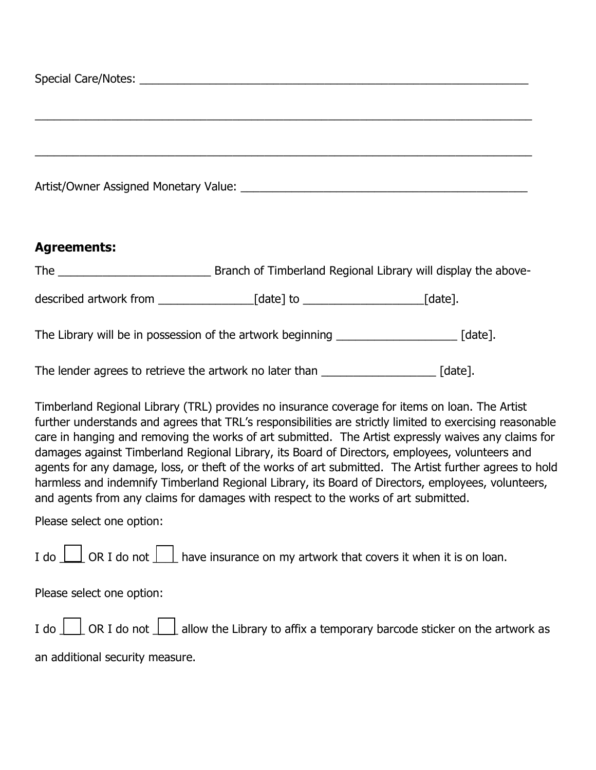Special Care/Notes: ___________________________________________________________

______________________________________________________________________________

______________________________________________________________________________

Artist/Owner Assigned Monetary Value: __________________________________________

## Agreements:

The _______________________ Branch of Timberland Regional Library will display the above-described artwork from ______________[date] to __________________[date].

The Library will be in possession of the artwork beginning __________________ [date].

The lender agrees to retrieve the artwork no later than _________________ [date].

Timberland Regional Library (TRL) provides no insurance coverage for items on loan. The Artist further understands and agrees that TRL's responsibilities are strictly limited to exercising reasonable care in hanging and removing the works of art submitted. The Artist expressly waives any claims for damages against Timberland Regional Library, its Board of Directors, employees, volunteers and agents for any damage, loss, or theft of the works of art submitted. The Artist further agrees to hold harmless and indemnify Timberland Regional Library, its Board of Directors, employees, volunteers, and agents from any claims for damages with respect to the works of art submitted.

Please select one option:

I do ☐ OR I do not ☐ have insurance on my artwork that covers it when it is on loan.

Please select one option:

I do ☐ OR I do not ☐ allow the Library to affix a temporary barcode sticker on the artwork as an additional security measure.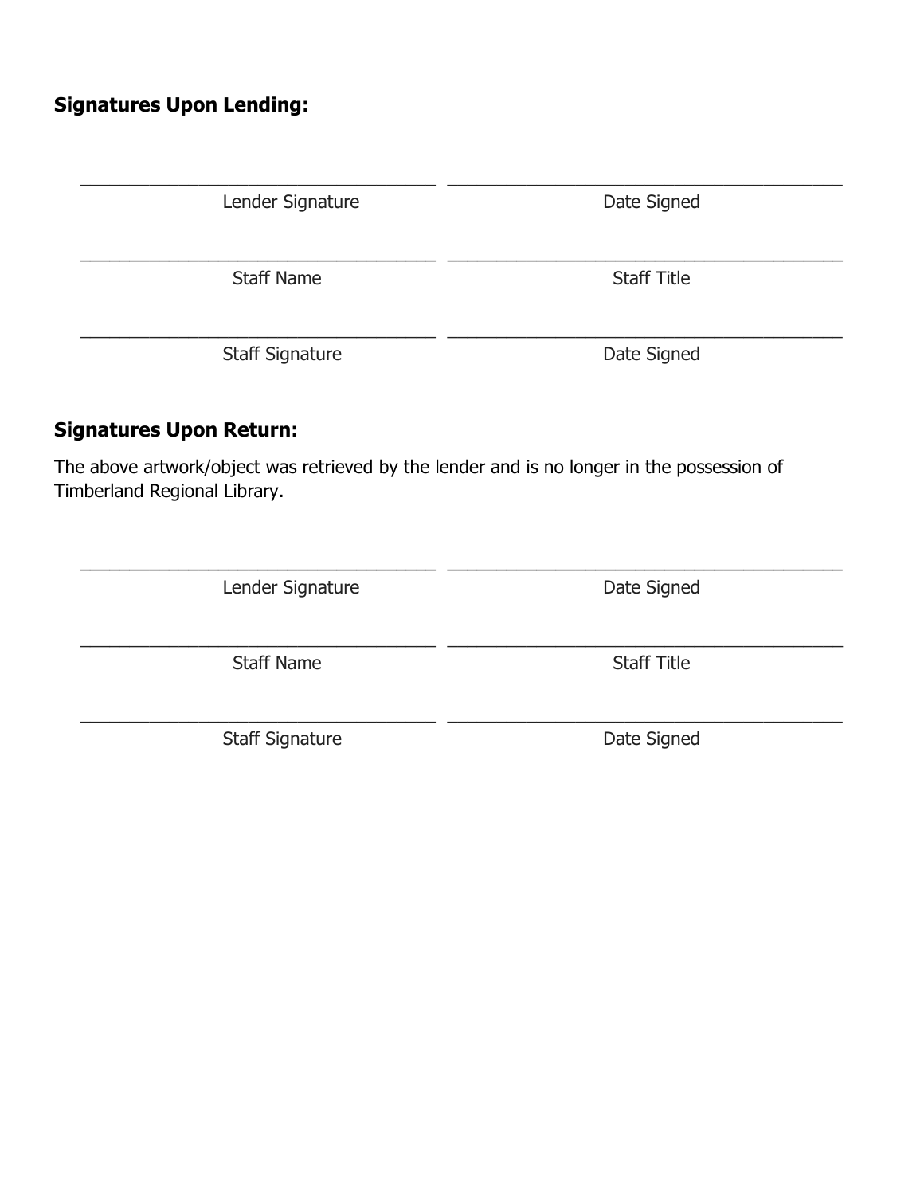**Signatures Upon Lending:**

| | |
|---|---|
| \_\_\_\_\_\_\_\_\_\_\_\_\_\_\_\_\_\_\_\_\_\_\_\_\_\_\_\_\_\_ | \_\_\_\_\_\_\_\_\_\_\_\_\_\_\_\_\_\_\_\_\_\_\_\_\_\_\_\_\_\_ |
| Lender Signature | Date Signed |
| \_\_\_\_\_\_\_\_\_\_\_\_\_\_\_\_\_\_\_\_\_\_\_\_\_\_\_\_\_\_ | \_\_\_\_\_\_\_\_\_\_\_\_\_\_\_\_\_\_\_\_\_\_\_\_\_\_\_\_\_\_ |
| Staff Name | Staff Title |
| \_\_\_\_\_\_\_\_\_\_\_\_\_\_\_\_\_\_\_\_\_\_\_\_\_\_\_\_\_\_ | \_\_\_\_\_\_\_\_\_\_\_\_\_\_\_\_\_\_\_\_\_\_\_\_\_\_\_\_\_\_ |
| Staff Signature | Date Signed |

**Signatures Upon Return:**

The above artwork/object was retrieved by the lender and is no longer in the possession of Timberland Regional Library.

| | |
|---|---|
| \_\_\_\_\_\_\_\_\_\_\_\_\_\_\_\_\_\_\_\_\_\_\_\_\_\_\_\_\_\_ | \_\_\_\_\_\_\_\_\_\_\_\_\_\_\_\_\_\_\_\_\_\_\_\_\_\_\_\_\_\_ |
| Lender Signature | Date Signed |
| \_\_\_\_\_\_\_\_\_\_\_\_\_\_\_\_\_\_\_\_\_\_\_\_\_\_\_\_\_\_ | \_\_\_\_\_\_\_\_\_\_\_\_\_\_\_\_\_\_\_\_\_\_\_\_\_\_\_\_\_\_ |
| Staff Name | Staff Title |
| \_\_\_\_\_\_\_\_\_\_\_\_\_\_\_\_\_\_\_\_\_\_\_\_\_\_\_\_\_\_ | \_\_\_\_\_\_\_\_\_\_\_\_\_\_\_\_\_\_\_\_\_\_\_\_\_\_\_\_\_\_ |
| Staff Signature | Date Signed |